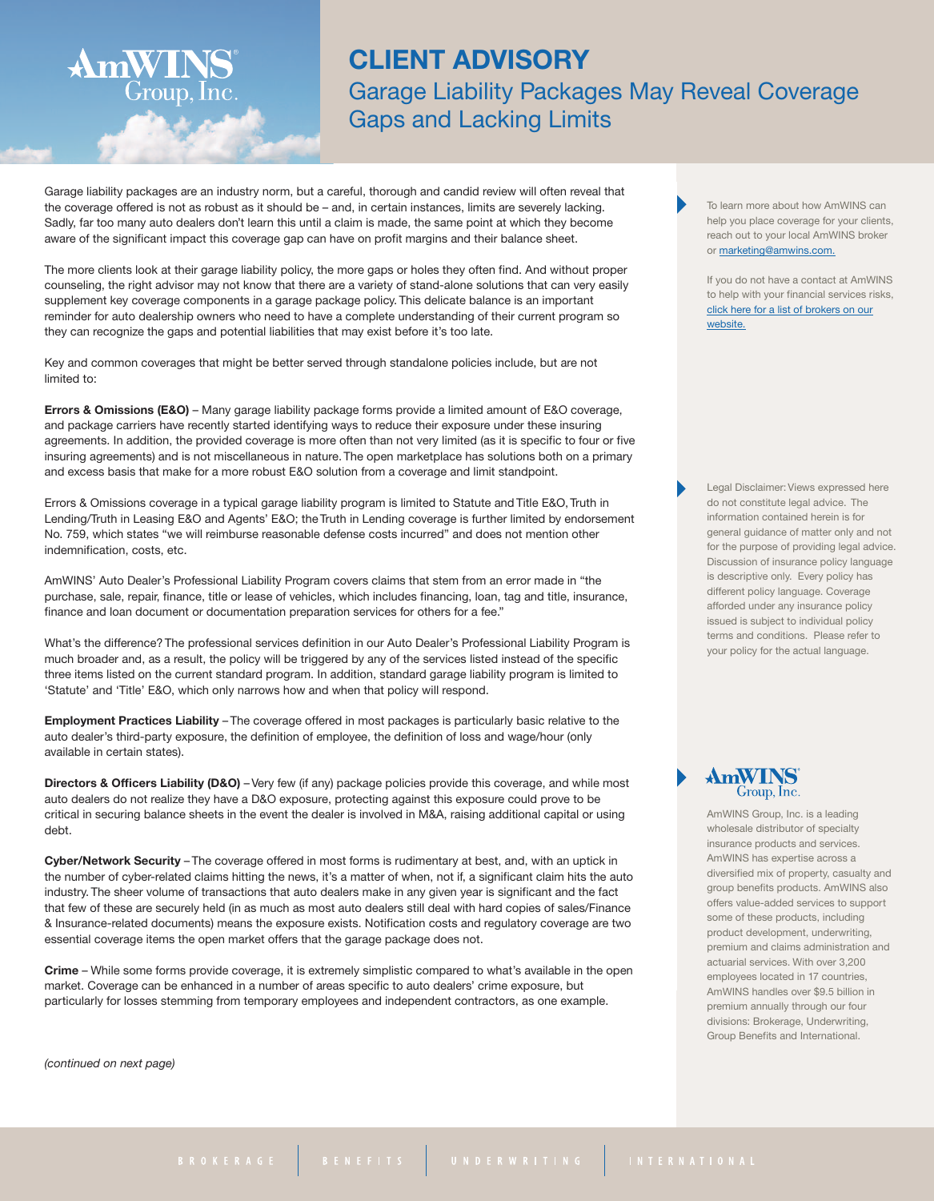# CLIENT ADVISORY

## Garage Liability Packages May Reveal Coverage Gaps and Lacking Limits

Garage liability packages are an industry norm, but a careful, thorough and candid review will often reveal that the coverage offered is not as robust as it should be – and, in certain instances, limits are severely lacking. Sadly, far too many auto dealers don't learn this until a claim is made, the same point at which they become aware of the significant impact this coverage gap can have on profit margins and their balance sheet.

The more clients look at their garage liability policy, the more gaps or holes they often find. And without proper counseling, the right advisor may not know that there are a variety of stand-alone solutions that can very easily supplement key coverage components in a garage package policy. This delicate balance is an important reminder for auto dealership owners who need to have a complete understanding of their current program so they can recognize the gaps and potential liabilities that may exist before it's too late.

Key and common coverages that might be better served through standalone policies include, but are not limited to:

**Errors & Omissions (E&O)** – Many garage liability package forms provide a limited amount of E&O coverage, and package carriers have recently started identifying ways to reduce their exposure under these insuring agreements. In addition, the provided coverage is more often than not very limited (as it is specific to four or five insuring agreements) and is not miscellaneous in nature. The open marketplace has solutions both on a primary and excess basis that make for a more robust E&O solution from a coverage and limit standpoint.

Errors & Omissions coverage in a typical garage liability program is limited to Statute and Title E&O, Truth in Lending/Truth in Leasing E&O and Agents' E&O; the Truth in Lending coverage is further limited by endorsement No. 759, which states "we will reimburse reasonable defense costs incurred" and does not mention other indemnification, costs, etc.

AmWINS' Auto Dealer's Professional Liability Program covers claims that stem from an error made in "the purchase, sale, repair, finance, title or lease of vehicles, which includes financing, loan, tag and title, insurance, finance and loan document or documentation preparation services for others for a fee."

What's the difference? The professional services definition in our Auto Dealer's Professional Liability Program is much broader and, as a result, the policy will be triggered by any of the services listed instead of the specific three items listed on the current standard program. In addition, standard garage liability program is limited to 'Statute' and 'Title' E&O, which only narrows how and when that policy will respond.

**Employment Practices Liability** – The coverage offered in most packages is particularly basic relative to the auto dealer's third-party exposure, the definition of employee, the definition of loss and wage/hour (only available in certain states).

**Directors & Officers Liability (D&O)** – Very few (if any) package policies provide this coverage, and while most auto dealers do not realize they have a D&O exposure, protecting against this exposure could prove to be critical in securing balance sheets in the event the dealer is involved in M&A, raising additional capital or using debt.

**Cyber/Network Security** – The coverage offered in most forms is rudimentary at best, and, with an uptick in the number of cyber-related claims hitting the news, it's a matter of when, not if, a significant claim hits the auto industry. The sheer volume of transactions that auto dealers make in any given year is significant and the fact that few of these are securely held (in as much as most auto dealers still deal with hard copies of sales/Finance & Insurance-related documents) means the exposure exists. Notification costs and regulatory coverage are two essential coverage items the open market offers that the garage package does not.

**Crime** – While some forms provide coverage, it is extremely simplistic compared to what's available in the open market. Coverage can be enhanced in a number of areas specific to auto dealers' crime exposure, but particularly for losses stemming from temporary employees and independent contractors, as one example.

*(continued on next page)*

To learn more about how AmWINS can help you place coverage for your clients, reach out to your local AmWINS broker or marketing@amwins.com.

If you do not have a contact at AmWINS to help with your financial services risks, click here for a list of brokers on our website.

Legal Disclaimer: Views expressed here do not constitute legal advice. The information contained herein is for general guidance of matter only and not for the purpose of providing legal advice. Discussion of insurance policy language is descriptive only. Every policy has different policy language. Coverage afforded under any insurance policy issued is subject to individual policy terms and conditions. Please refer to your policy for the actual language.

AmWINS Group, Inc. is a leading wholesale distributor of specialty insurance products and services. AmWINS has expertise across a diversified mix of property, casualty and group benefits products. AmWINS also offers value-added services to support some of these products, including product development, underwriting, premium and claims administration and actuarial services. With over 3,200 employees located in 17 countries, AmWINS handles over $9.5 billion in premium annually through our four divisions: Brokerage, Underwriting, Group Benefits and International.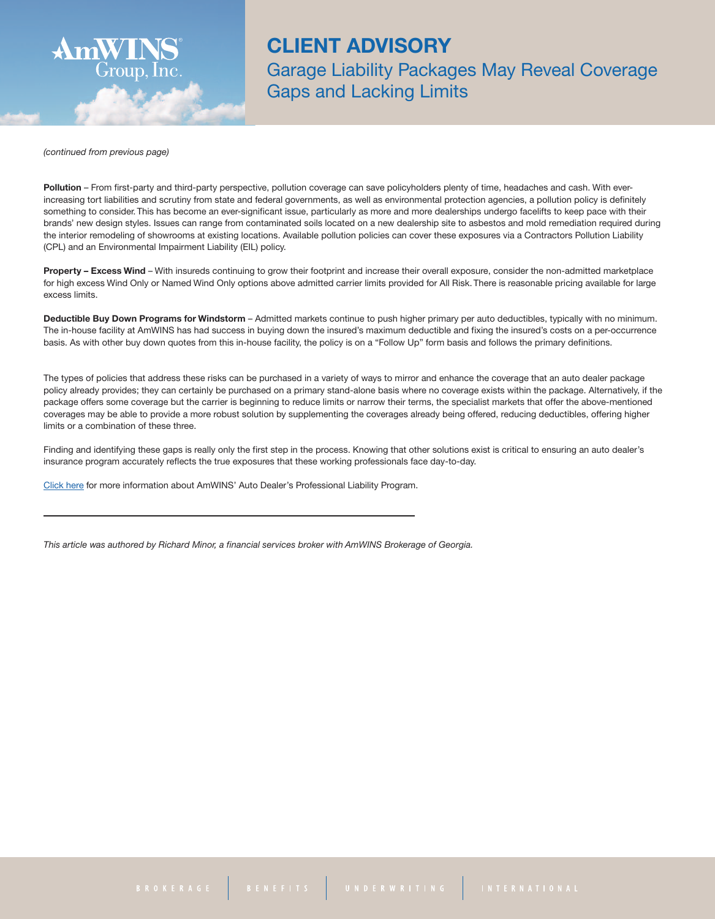# CLIENT ADVISORY

## Garage Liability Packages May Reveal Coverage Gaps and Lacking Limits

*(continued from previous page)*

**Pollution** – From first-party and third-party perspective, pollution coverage can save policyholders plenty of time, headaches and cash. With ever-increasing tort liabilities and scrutiny from state and federal governments, as well as environmental protection agencies, a pollution policy is definitely something to consider. This has become an ever-significant issue, particularly as more and more dealerships undergo facelifts to keep pace with their brands' new design styles. Issues can range from contaminated soils located on a new dealership site to asbestos and mold remediation required during the interior remodeling of showrooms at existing locations. Available pollution policies can cover these exposures via a Contractors Pollution Liability (CPL) and an Environmental Impairment Liability (EIL) policy.

**Property – Excess Wind** – With insureds continuing to grow their footprint and increase their overall exposure, consider the non-admitted marketplace for high excess Wind Only or Named Wind Only options above admitted carrier limits provided for All Risk. There is reasonable pricing available for large excess limits.

**Deductible Buy Down Programs for Windstorm** – Admitted markets continue to push higher primary per auto deductibles, typically with no minimum. The in-house facility at AmWINS has had success in buying down the insured's maximum deductible and fixing the insured's costs on a per-occurrence basis. As with other buy down quotes from this in-house facility, the policy is on a "Follow Up" form basis and follows the primary definitions.

The types of policies that address these risks can be purchased in a variety of ways to mirror and enhance the coverage that an auto dealer package policy already provides; they can certainly be purchased on a primary stand-alone basis where no coverage exists within the package. Alternatively, if the package offers some coverage but the carrier is beginning to reduce limits or narrow their terms, the specialist markets that offer the above-mentioned coverages may be able to provide a more robust solution by supplementing the coverages already being offered, reducing deductibles, offering higher limits or a combination of these three.

Finding and identifying these gaps is really only the first step in the process. Knowing that other solutions exist is critical to ensuring an auto dealer's insurance program accurately reflects the true exposures that these working professionals face day-to-day.

Click here for more information about AmWINS' Auto Dealer's Professional Liability Program.

---

*This article was authored by Richard Minor, a financial services broker with AmWINS Brokerage of Georgia.*